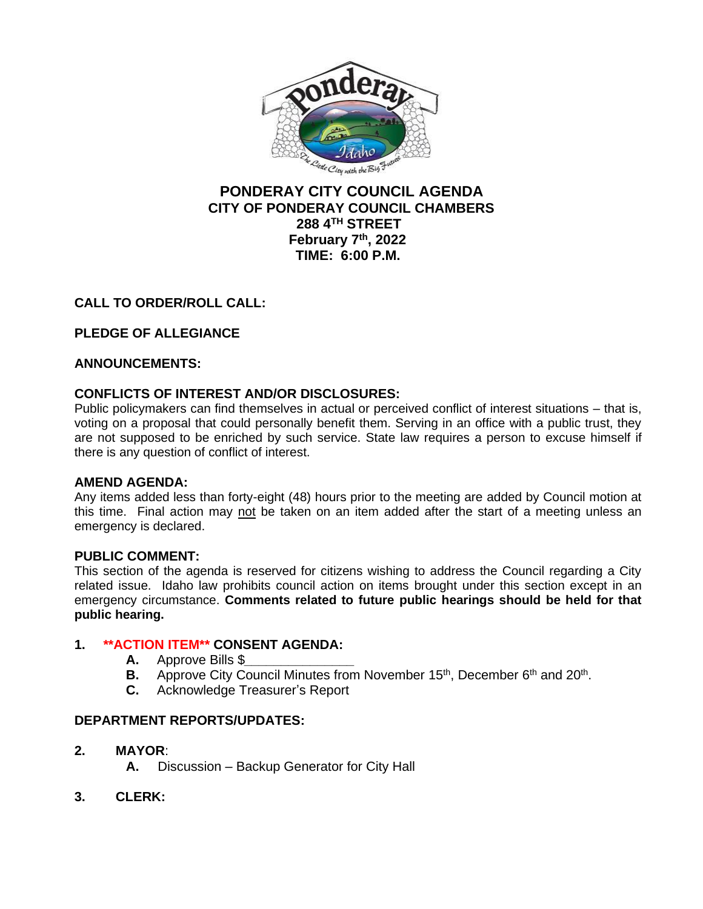# PONDERAY CITY COUNCIL AGENDA
## CITY OF PONDERAY COUNCIL CHAMBERS
### 288 4TH STREET
### February 7th, 2022
### TIME: 6:00 P.M.

**CALL TO ORDER/ROLL CALL:**

**PLEDGE OF ALLEGIANCE**

**ANNOUNCEMENTS:**

**CONFLICTS OF INTEREST AND/OR DISCLOSURES:**
Public policymakers can find themselves in actual or perceived conflict of interest situations – that is, voting on a proposal that could personally benefit them. Serving in an office with a public trust, they are not supposed to be enriched by such service. State law requires a person to excuse himself if there is any question of conflict of interest.

**AMEND AGENDA:**
Any items added less than forty-eight (48) hours prior to the meeting are added by Council motion at this time. Final action may not be taken on an item added after the start of a meeting unless an emergency is declared.

**PUBLIC COMMENT:**
This section of the agenda is reserved for citizens wishing to address the Council regarding a City related issue. Idaho law prohibits council action on items brought under this section except in an emergency circumstance. **Comments related to future public hearings should be held for that public hearing.**

1. **\*\*ACTION ITEM\*\* CONSENT AGENDA:**
   - **A.** Approve Bills $_______________
   - **B.** Approve City Council Minutes from November 15th, December 6th and 20th.
   - **C.** Acknowledge Treasurer's Report

**DEPARTMENT REPORTS/UPDATES:**

2. **MAYOR**:
   - **A.** Discussion – Backup Generator for City Hall

3. **CLERK:**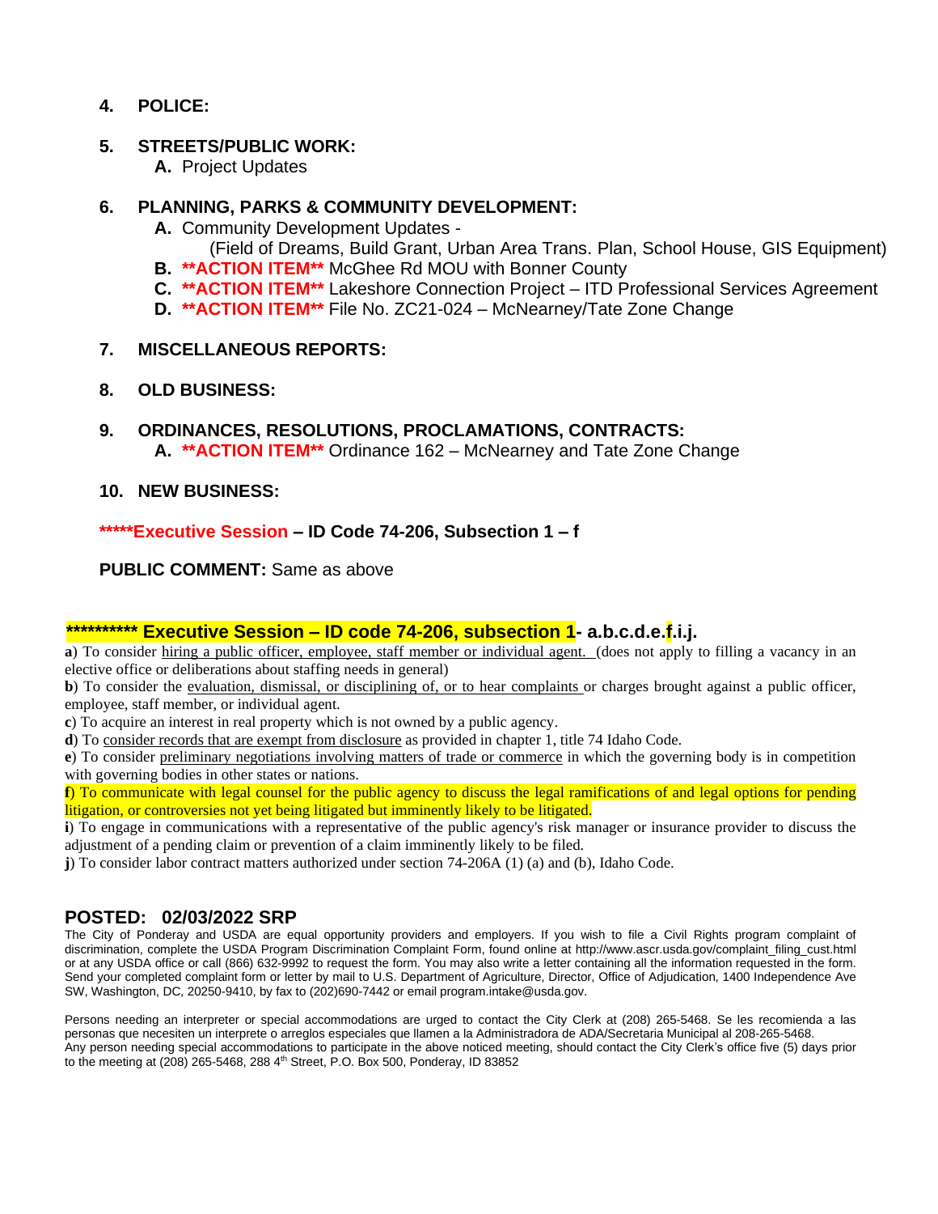4. **POLICE:**

5. **STREETS/PUBLIC WORK:**
   - **A.** Project Updates

6. **PLANNING, PARKS & COMMUNITY DEVELOPMENT:**
   - **A.** Community Development Updates - (Field of Dreams, Build Grant, Urban Area Trans. Plan, School House, GIS Equipment)
   - **B.** **\*\*ACTION ITEM\*\*** McGhee Rd MOU with Bonner County
   - **C.** **\*\*ACTION ITEM\*\*** Lakeshore Connection Project – ITD Professional Services Agreement
   - **D.** **\*\*ACTION ITEM\*\*** File No. ZC21-024 – McNearney/Tate Zone Change

7. **MISCELLANEOUS REPORTS:**

8. **OLD BUSINESS:**

9. **ORDINANCES, RESOLUTIONS, PROCLAMATIONS, CONTRACTS:**
   - **A.** **\*\*ACTION ITEM\*\*** Ordinance 162 – McNearney and Tate Zone Change

10. **NEW BUSINESS:**

**\*\*\*\*\*Executive Session – ID Code 74-206, Subsection 1 – f**

**PUBLIC COMMENT:** Same as above

**\*\*\*\*\*\*\*\*\*\* Executive Session – ID code 74-206, subsection 1- a.b.c.d.e.f.i.j.**

**a**) To consider hiring a public officer, employee, staff member or individual agent. (does not apply to filling a vacancy in an elective office or deliberations about staffing needs in general)

**b**) To consider the evaluation, dismissal, or disciplining of, or to hear complaints or charges brought against a public officer, employee, staff member, or individual agent.

**c**) To acquire an interest in real property which is not owned by a public agency.

**d**) To consider records that are exempt from disclosure as provided in chapter 1, title 74 Idaho Code.

**e**) To consider preliminary negotiations involving matters of trade or commerce in which the governing body is in competition with governing bodies in other states or nations.

**f**) To communicate with legal counsel for the public agency to discuss the legal ramifications of and legal options for pending litigation, or controversies not yet being litigated but imminently likely to be litigated.

**i**) To engage in communications with a representative of the public agency's risk manager or insurance provider to discuss the adjustment of a pending claim or prevention of a claim imminently likely to be filed.

**j**) To consider labor contract matters authorized under section 74-206A (1) (a) and (b), Idaho Code.

## POSTED: 02/03/2022 SRP

The City of Ponderay and USDA are equal opportunity providers and employers. If you wish to file a Civil Rights program complaint of discrimination, complete the USDA Program Discrimination Complaint Form, found online at http://www.ascr.usda.gov/complaint_filing_cust.html or at any USDA office or call (866) 632-9992 to request the form. You may also write a letter containing all the information requested in the form. Send your completed complaint form or letter by mail to U.S. Department of Agriculture, Director, Office of Adjudication, 1400 Independence Ave SW, Washington, DC, 20250-9410, by fax to (202)690-7442 or email program.intake@usda.gov.

Persons needing an interpreter or special accommodations are urged to contact the City Clerk at (208) 265-5468. Se les recomienda a las personas que necesiten un interprete o arreglos especiales que llamen a la Administradora de ADA/Secretaria Municipal al 208-265-5468.
Any person needing special accommodations to participate in the above noticed meeting, should contact the City Clerk's office five (5) days prior to the meeting at (208) 265-5468, 288 4th Street, P.O. Box 500, Ponderay, ID 83852